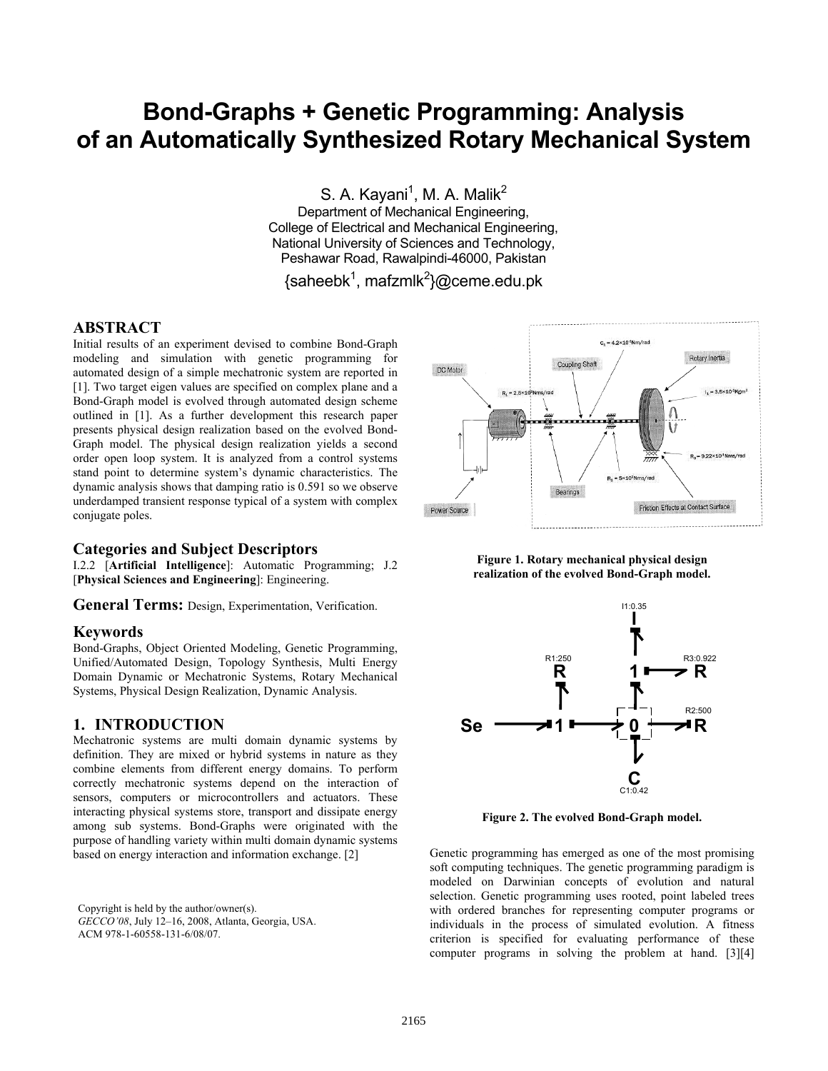# Bond-Graphs + Genetic Programming: Analysis of an Automatically Synthesized Rotary Mechanical System

S. A. Kayani[1], M. A. Malik[2]

Department of Mechanical Engineering,
College of Electrical and Mechanical Engineering,
National University of Sciences and Technology,
Peshawar Road, Rawalpindi-46000, Pakistan

{saheebk[1], mafzmlk[2]}@ceme.edu.pk

## ABSTRACT

Initial results of an experiment devised to combine Bond-Graph modeling and simulation with genetic programming for automated design of a simple mechatronic system are reported in [1]. Two target eigen values are specified on complex plane and a Bond-Graph model is evolved through automated design scheme outlined in [1]. As a further development this research paper presents physical design realization based on the evolved Bond-Graph model. The physical design realization yields a second order open loop system. It is analyzed from a control systems stand point to determine system's dynamic characteristics. The dynamic analysis shows that damping ratio is 0.591 so we observe underdamped transient response typical of a system with complex conjugate poles.

## Categories and Subject Descriptors

I.2.2 [**Artificial Intelligence**]: Automatic Programming; J.2 [**Physical Sciences and Engineering**]: Engineering.

## General Terms:

Design, Experimentation, Verification.

## Keywords

Bond-Graphs, Object Oriented Modeling, Genetic Programming, Unified/Automated Design, Topology Synthesis, Multi Energy Domain Dynamic or Mechatronic Systems, Rotary Mechanical Systems, Physical Design Realization, Dynamic Analysis.

## 1. INTRODUCTION

Mechatronic systems are multi domain dynamic systems by definition. They are mixed or hybrid systems in nature as they combine elements from different energy domains. To perform correctly mechatronic systems depend on the interaction of sensors, computers or microcontrollers and actuators. These interacting physical systems store, transport and dissipate energy among sub systems. Bond-Graphs were originated with the purpose of handling variety within multi domain dynamic systems based on energy interaction and information exchange. [2]

**Figure 1. Rotary mechanical physical design realization of the evolved Bond-Graph model.**

**Figure 2. The evolved Bond-Graph model.**

Genetic programming has emerged as one of the most promising soft computing techniques. The genetic programming paradigm is modeled on Darwinian concepts of evolution and natural selection. Genetic programming uses rooted, point labeled trees with ordered branches for representing computer programs or individuals in the process of simulated evolution. A fitness criterion is specified for evaluating performance of these computer programs in solving the problem at hand. [3][4]

Copyright is held by the author/owner(s).
*GECCO'08*, July 12–16, 2008, Atlanta, Georgia, USA.
ACM 978-1-60558-131-6/08/07.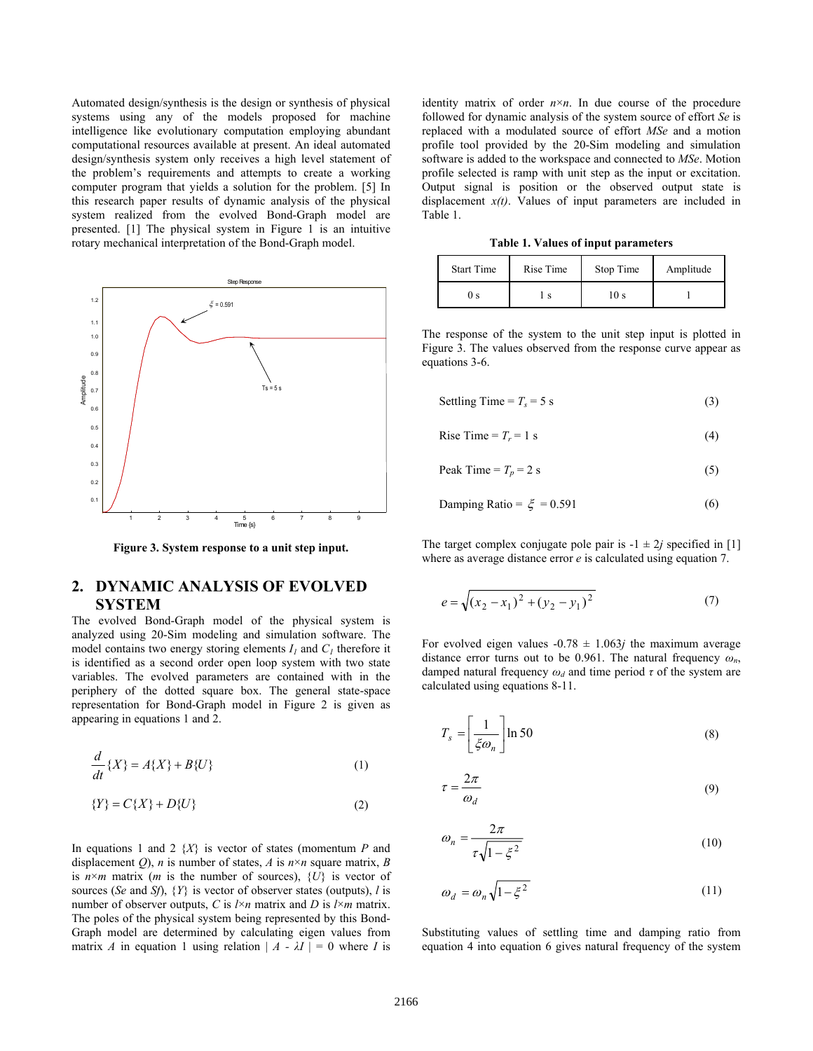Automated design/synthesis is the design or synthesis of physical systems using any of the models proposed for machine intelligence like evolutionary computation employing abundant computational resources available at present. An ideal automated design/synthesis system only receives a high level statement of the problem's requirements and attempts to create a working computer program that yields a solution for the problem. [5] In this research paper results of dynamic analysis of the physical system realized from the evolved Bond-Graph model are presented. [1] The physical system in Figure 1 is an intuitive rotary mechanical interpretation of the Bond-Graph model.

**Figure 3. System response to a unit step input.**

## 2. DYNAMIC ANALYSIS OF EVOLVED SYSTEM

The evolved Bond-Graph model of the physical system is analyzed using 20-Sim modeling and simulation software. The model contains two energy storing elements $I_1$ and $C_1$ therefore it is identified as a second order open loop system with two state variables. The evolved parameters are contained with in the periphery of the dotted square box. The general state-space representation for Bond-Graph model in Figure 2 is given as appearing in equations 1 and 2.

$$\frac{d}{dt}\{X\} = A\{X\} + B\{U\} \tag{1}$$

$$\{Y\} = C\{X\} + D\{U\} \tag{2}$$

In equations 1 and 2 $\{X\}$ is vector of states (momentum $P$ and displacement $Q$), $n$ is number of states, $A$ is $n \times n$ square matrix, $B$ is $n \times m$ matrix ($m$ is the number of sources), $\{U\}$ is vector of sources ($Se$ and $Sf$), $\{Y\}$ is vector of observer states (outputs), $l$ is number of observer outputs, $C$ is $l \times n$ matrix and $D$ is $l \times m$ matrix. The poles of the physical system being represented by this Bond-Graph model are determined by calculating eigen values from matrix $A$ in equation 1 using relation $|A - \lambda I| = 0$ where $I$ is identity matrix of order $n \times n$. In due course of the procedure followed for dynamic analysis of the system source of effort $Se$ is replaced with a modulated source of effort $MSe$ and a motion profile tool provided by the 20-Sim modeling and simulation software is added to the workspace and connected to $MSe$. Motion profile selected is ramp with unit step as the input or excitation. Output signal is position or the observed output state is displacement $x(t)$. Values of input parameters are included in Table 1.

**Table 1. Values of input parameters**

| Start Time | Rise Time | Stop Time | Amplitude |
|---|---|---|---|
| 0 s | 1 s | 10 s | 1 |

The response of the system to the unit step input is plotted in Figure 3. The values observed from the response curve appear as equations 3-6.

$$\text{Settling Time} = T_s = 5 \text{ s} \tag{3}$$

$$\text{Rise Time} = T_r = 1 \text{ s} \tag{4}$$

$$\text{Peak Time} = T_p = 2 \text{ s} \tag{5}$$

$$\text{Damping Ratio} = \xi = 0.591 \tag{6}$$

The target complex conjugate pole pair is $-1 \pm 2j$ specified in [1] where as average distance error $e$ is calculated using equation 7.

$$e = \sqrt{(x_2 - x_1)^2 + (y_2 - y_1)^2} \tag{7}$$

For evolved eigen values $-0.78 \pm 1.063j$ the maximum average distance error turns out to be 0.961. The natural frequency $\omega_n$, damped natural frequency $\omega_d$ and time period $\tau$ of the system are calculated using equations 8-11.

$$T_s = \left[\frac{1}{\xi \omega_n}\right] \ln 50 \tag{8}$$

$$\tau = \frac{2\pi}{\omega_d} \tag{9}$$

$$\omega_n = \frac{2\pi}{\tau\sqrt{1 - \xi^2}} \tag{10}$$

$$\omega_d = \omega_n \sqrt{1 - \xi^2} \tag{11}$$

Substituting values of settling time and damping ratio from equation 4 into equation 6 gives natural frequency of the system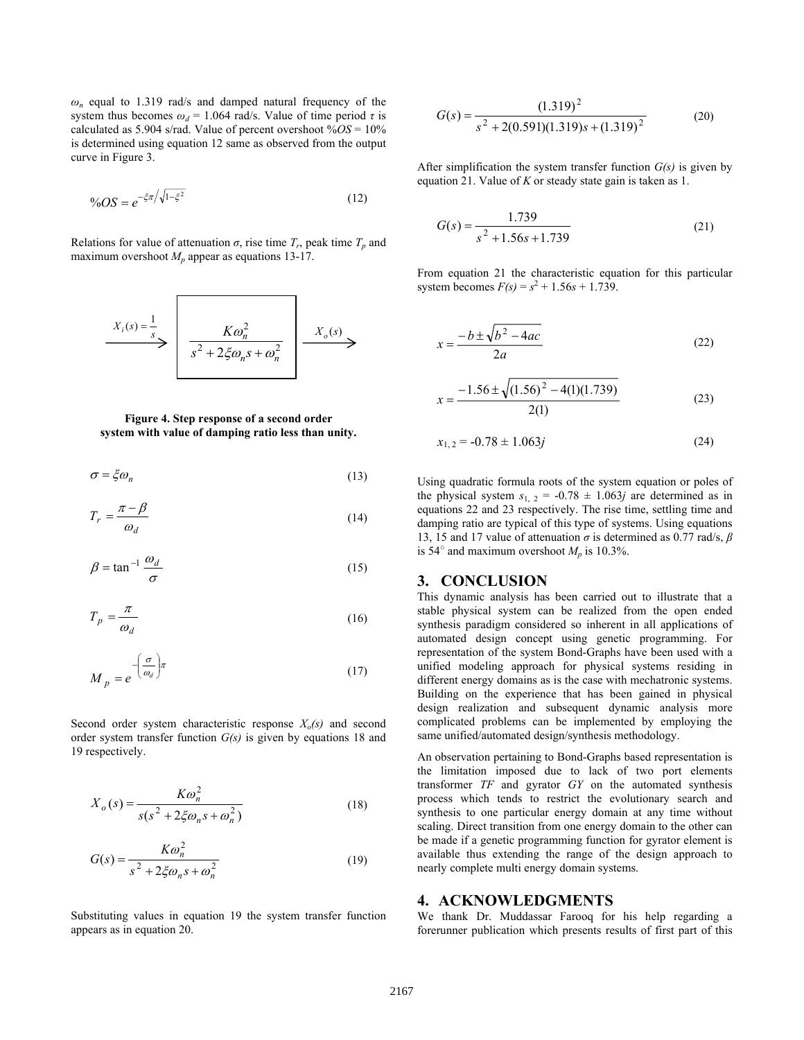$\omega_n$ equal to 1.319 rad/s and damped natural frequency of the system thus becomes $\omega_d$ = 1.064 rad/s. Value of time period $\tau$ is calculated as 5.904 s/rad. Value of percent overshoot $\%OS$ = 10% is determined using equation 12 same as observed from the output curve in Figure 3.

$$\%OS = e^{-\xi\pi / \sqrt{1-\xi^2}} \tag{12}$$

Relations for value of attenuation $\sigma$, rise time $T_r$, peak time $T_p$ and maximum overshoot $M_p$ appear as equations 13-17.

$$X_i(s) = \frac{1}{s} \rightarrow \boxed{\frac{K\omega_n^2}{s^2 + 2\xi\omega_n s + \omega_n^2}} \rightarrow X_o(s)$$

**Figure 4. Step response of a second order system with value of damping ratio less than unity.**

$$\sigma = \xi\omega_n \tag{13}$$

$$T_r = \frac{\pi - \beta}{\omega_d} \tag{14}$$

$$\beta = \tan^{-1}\frac{\omega_d}{\sigma} \tag{15}$$

$$T_p = \frac{\pi}{\omega_d} \tag{16}$$

$$M_p = e^{-\left(\frac{\sigma}{\omega_d}\right)\pi} \tag{17}$$

Second order system characteristic response $X_o(s)$ and second order system transfer function $G(s)$ is given by equations 18 and 19 respectively.

$$X_o(s) = \frac{K\omega_n^2}{s(s^2 + 2\xi\omega_n s + \omega_n^2)} \tag{18}$$

$$G(s) = \frac{K\omega_n^2}{s^2 + 2\xi\omega_n s + \omega_n^2} \tag{19}$$

Substituting values in equation 19 the system transfer function appears as in equation 20.

$$G(s) = \frac{(1.319)^2}{s^2 + 2(0.591)(1.319)s + (1.319)^2} \tag{20}$$

After simplification the system transfer function $G(s)$ is given by equation 21. Value of $K$ or steady state gain is taken as 1.

$$G(s) = \frac{1.739}{s^2 + 1.56s + 1.739} \tag{21}$$

From equation 21 the characteristic equation for this particular system becomes $F(s) = s^2 + 1.56s + 1.739$.

$$x = \frac{-b \pm \sqrt{b^2 - 4ac}}{2a} \tag{22}$$

$$x = \frac{-1.56 \pm \sqrt{(1.56)^2 - 4(1)(1.739)}}{2(1)} \tag{23}$$

$$x_{1,2} = -0.78 \pm 1.063j \tag{24}$$

Using quadratic formula roots of the system equation or poles of the physical system $s_{1,2} = -0.78 \pm 1.063j$ are determined as in equations 22 and 23 respectively. The rise time, settling time and damping ratio are typical of this type of systems. Using equations 13, 15 and 17 value of attenuation $\sigma$ is determined as 0.77 rad/s, $\beta$ is 54° and maximum overshoot $M_p$ is 10.3%.

## 3. CONCLUSION

This dynamic analysis has been carried out to illustrate that a stable physical system can be realized from the open ended synthesis paradigm considered so inherent in all applications of automated design concept using genetic programming. For representation of the system Bond-Graphs have been used with a unified modeling approach for physical systems residing in different energy domains as is the case with mechatronic systems. Building on the experience that has been gained in physical design realization and subsequent dynamic analysis more complicated problems can be implemented by employing the same unified/automated design/synthesis methodology.

An observation pertaining to Bond-Graphs based representation is the limitation imposed due to lack of two port elements transformer *TF* and gyrator *GY* on the automated synthesis process which tends to restrict the evolutionary search and synthesis to one particular energy domain at any time without scaling. Direct transition from one energy domain to the other can be made if a genetic programming function for gyrator element is available thus extending the range of the design approach to nearly complete multi energy domain systems.

## 4. ACKNOWLEDGMENTS

We thank Dr. Muddassar Farooq for his help regarding a forerunner publication which presents results of first part of this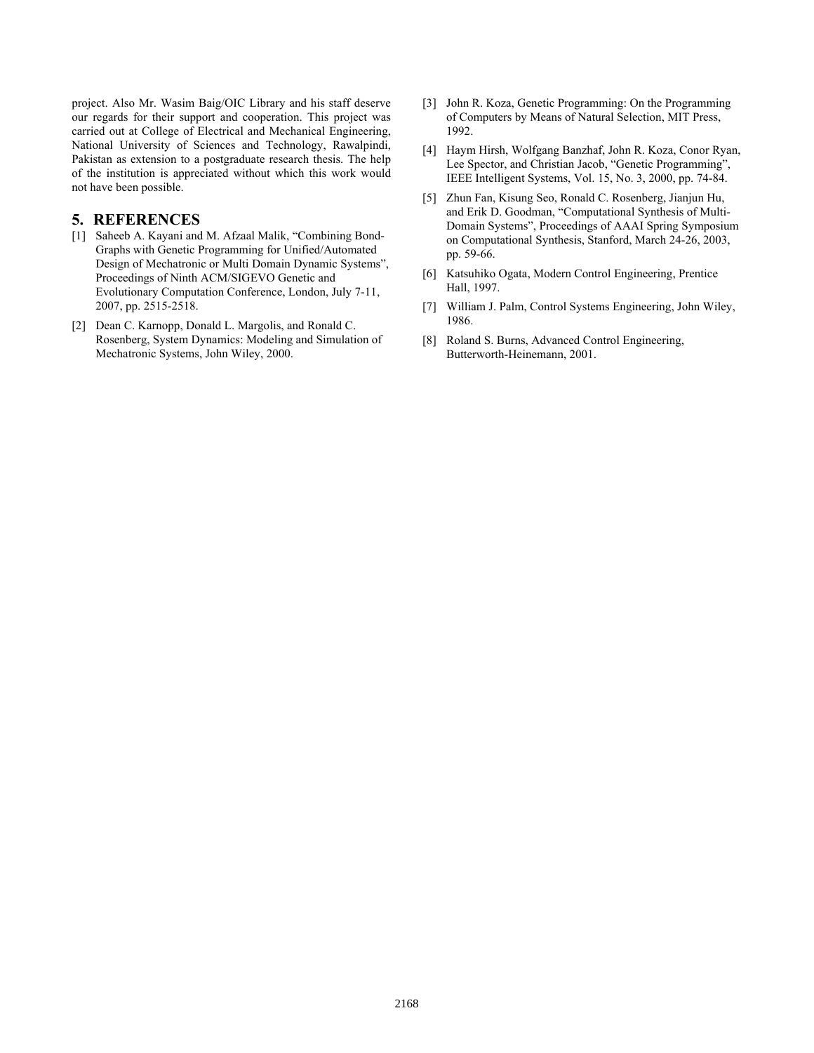project. Also Mr. Wasim Baig/OIC Library and his staff deserve our regards for their support and cooperation. This project was carried out at College of Electrical and Mechanical Engineering, National University of Sciences and Technology, Rawalpindi, Pakistan as extension to a postgraduate research thesis. The help of the institution is appreciated without which this work would not have been possible.

## 5. REFERENCES

[1] Saheeb A. Kayani and M. Afzaal Malik, "Combining Bond-Graphs with Genetic Programming for Unified/Automated Design of Mechatronic or Multi Domain Dynamic Systems", Proceedings of Ninth ACM/SIGEVO Genetic and Evolutionary Computation Conference, London, July 7-11, 2007, pp. 2515-2518.

[2] Dean C. Karnopp, Donald L. Margolis, and Ronald C. Rosenberg, System Dynamics: Modeling and Simulation of Mechatronic Systems, John Wiley, 2000.

[3] John R. Koza, Genetic Programming: On the Programming of Computers by Means of Natural Selection, MIT Press, 1992.

[4] Haym Hirsh, Wolfgang Banzhaf, John R. Koza, Conor Ryan, Lee Spector, and Christian Jacob, "Genetic Programming", IEEE Intelligent Systems, Vol. 15, No. 3, 2000, pp. 74-84.

[5] Zhun Fan, Kisung Seo, Ronald C. Rosenberg, Jianjun Hu, and Erik D. Goodman, "Computational Synthesis of Multi-Domain Systems", Proceedings of AAAI Spring Symposium on Computational Synthesis, Stanford, March 24-26, 2003, pp. 59-66.

[6] Katsuhiko Ogata, Modern Control Engineering, Prentice Hall, 1997.

[7] William J. Palm, Control Systems Engineering, John Wiley, 1986.

[8] Roland S. Burns, Advanced Control Engineering, Butterworth-Heinemann, 2001.